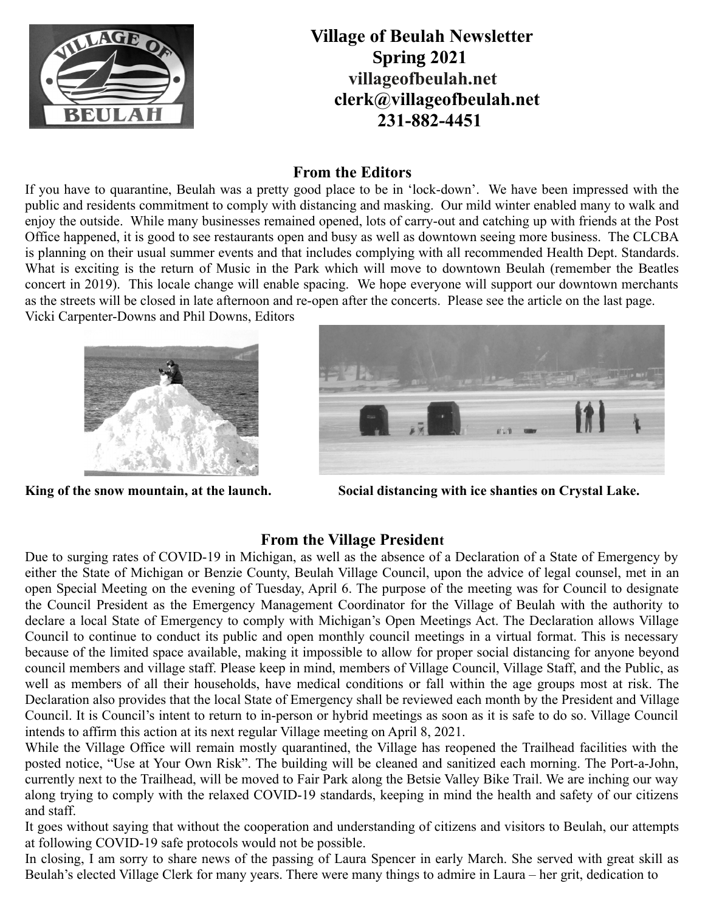# Village of Beulah Newsletter

**Spring 2021**

**villageofbeulah.net**

**clerk@villageofbeulah.net**

**231-882-4451**

## From the Editors

If you have to quarantine, Beulah was a pretty good place to be in 'lock-down'. We have been impressed with the public and residents commitment to comply with distancing and masking. Our mild winter enabled many to walk and enjoy the outside. While many businesses remained opened, lots of carry-out and catching up with friends at the Post Office happened, it is good to see restaurants open and busy as well as downtown seeing more business. The CLCBA is planning on their usual summer events and that includes complying with all recommended Health Dept. Standards. What is exciting is the return of Music in the Park which will move to downtown Beulah (remember the Beatles concert in 2019). This locale change will enable spacing. We hope everyone will support our downtown merchants as the streets will be closed in late afternoon and re-open after the concerts. Please see the article on the last page.
Vicki Carpenter-Downs and Phil Downs, Editors

**King of the snow mountain, at the launch.**

**Social distancing with ice shanties on Crystal Lake.**

## From the Village President

Due to surging rates of COVID-19 in Michigan, as well as the absence of a Declaration of a State of Emergency by either the State of Michigan or Benzie County, Beulah Village Council, upon the advice of legal counsel, met in an open Special Meeting on the evening of Tuesday, April 6. The purpose of the meeting was for Council to designate the Council President as the Emergency Management Coordinator for the Village of Beulah with the authority to declare a local State of Emergency to comply with Michigan's Open Meetings Act. The Declaration allows Village Council to continue to conduct its public and open monthly council meetings in a virtual format. This is necessary because of the limited space available, making it impossible to allow for proper social distancing for anyone beyond council members and village staff. Please keep in mind, members of Village Council, Village Staff, and the Public, as well as members of all their households, have medical conditions or fall within the age groups most at risk. The Declaration also provides that the local State of Emergency shall be reviewed each month by the President and Village Council. It is Council's intent to return to in-person or hybrid meetings as soon as it is safe to do so. Village Council intends to affirm this action at its next regular Village meeting on April 8, 2021.

While the Village Office will remain mostly quarantined, the Village has reopened the Trailhead facilities with the posted notice, "Use at Your Own Risk". The building will be cleaned and sanitized each morning. The Port-a-John, currently next to the Trailhead, will be moved to Fair Park along the Betsie Valley Bike Trail. We are inching our way along trying to comply with the relaxed COVID-19 standards, keeping in mind the health and safety of our citizens and staff.

It goes without saying that without the cooperation and understanding of citizens and visitors to Beulah, our attempts at following COVID-19 safe protocols would not be possible.

In closing, I am sorry to share news of the passing of Laura Spencer in early March. She served with great skill as Beulah's elected Village Clerk for many years. There were many things to admire in Laura – her grit, dedication to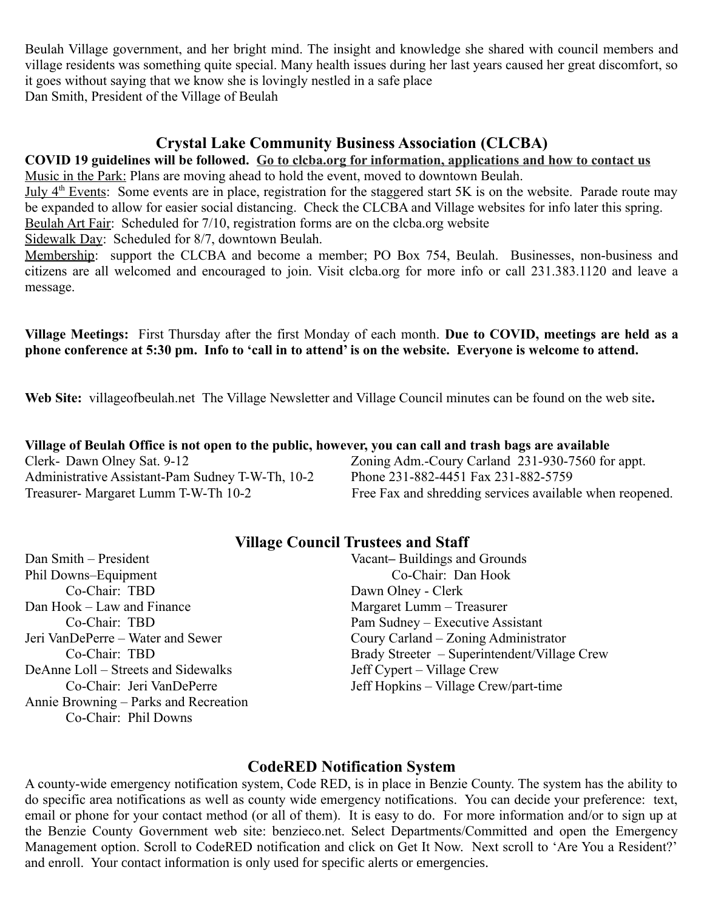Beulah Village government, and her bright mind. The insight and knowledge she shared with council members and village residents was something quite special. Many health issues during her last years caused her great discomfort, so it goes without saying that we know she is lovingly nestled in a safe place
Dan Smith, President of the Village of Beulah

## Crystal Lake Community Business Association (CLCBA)

**COVID 19 guidelines will be followed.** **Go to clcba.org for information, applications and how to contact us**

Music in the Park: Plans are moving ahead to hold the event, moved to downtown Beulah.

July 4th Events: Some events are in place, registration for the staggered start 5K is on the website. Parade route may be expanded to allow for easier social distancing. Check the CLCBA and Village websites for info later this spring.

Beulah Art Fair: Scheduled for 7/10, registration forms are on the clcba.org website

Sidewalk Day: Scheduled for 8/7, downtown Beulah.

Membership: support the CLCBA and become a member; PO Box 754, Beulah. Businesses, non-business and citizens are all welcomed and encouraged to join. Visit clcba.org for more info or call 231.383.1120 and leave a message.

**Village Meetings:** First Thursday after the first Monday of each month. **Due to COVID, meetings are held as a phone conference at 5:30 pm. Info to 'call in to attend' is on the website. Everyone is welcome to attend.**

**Web Site:** villageofbeulah.net The Village Newsletter and Village Council minutes can be found on the web site**.**

**Village of Beulah Office is not open to the public, however, you can call and trash bags are available**

Clerk- Dawn Olney Sat. 9-12
Administrative Assistant-Pam Sudney T-W-Th, 10-2
Treasurer- Margaret Lumm T-W-Th 10-2
Zoning Adm.-Coury Carland 231-930-7560 for appt.
Phone 231-882-4451 Fax 231-882-5759
Free Fax and shredding services available when reopened.

## Village Council Trustees and Staff

Dan Smith – President
Phil Downs–Equipment
    Co-Chair: TBD
Dan Hook – Law and Finance
    Co-Chair: TBD
Jeri VanDePerre – Water and Sewer
    Co-Chair: TBD
DeAnne Loll – Streets and Sidewalks
    Co-Chair: Jeri VanDePerre
Annie Browning – Parks and Recreation
    Co-Chair: Phil Downs
Vacant– Buildings and Grounds
    Co-Chair: Dan Hook
Dawn Olney - Clerk
Margaret Lumm – Treasurer
Pam Sudney – Executive Assistant
Coury Carland – Zoning Administrator
Brady Streeter – Superintendent/Village Crew
Jeff Cypert – Village Crew
Jeff Hopkins – Village Crew/part-time

## CodeRED Notification System

A county-wide emergency notification system, Code RED, is in place in Benzie County. The system has the ability to do specific area notifications as well as county wide emergency notifications. You can decide your preference: text, email or phone for your contact method (or all of them). It is easy to do. For more information and/or to sign up at the Benzie County Government web site: benzieco.net. Select Departments/Committed and open the Emergency Management option. Scroll to CodeRED notification and click on Get It Now. Next scroll to 'Are You a Resident?' and enroll. Your contact information is only used for specific alerts or emergencies.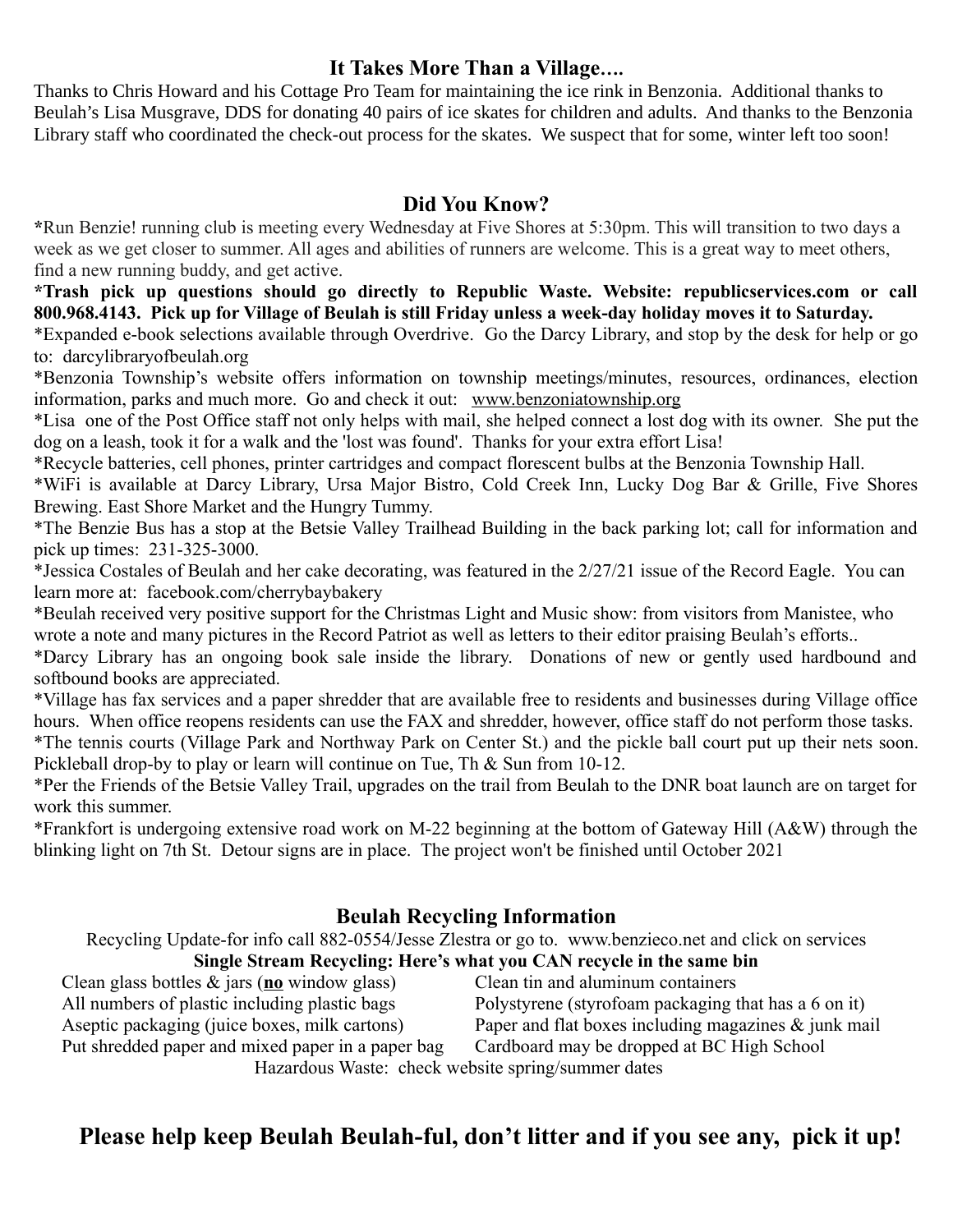## It Takes More Than a Village….

Thanks to Chris Howard and his Cottage Pro Team for maintaining the ice rink in Benzonia. Additional thanks to Beulah's Lisa Musgrave, DDS for donating 40 pairs of ice skates for children and adults. And thanks to the Benzonia Library staff who coordinated the check-out process for the skates. We suspect that for some, winter left too soon!

## Did You Know?

*Run Benzie! running club is meeting every Wednesday at Five Shores at 5:30pm. This will transition to two days a week as we get closer to summer. All ages and abilities of runners are welcome. This is a great way to meet others, find a new running buddy, and get active.

**\*Trash pick up questions should go directly to Republic Waste. Website: republicservices.com or call 800.968.4143. Pick up for Village of Beulah is still Friday unless a week-day holiday moves it to Saturday.**

*Expanded e-book selections available through Overdrive. Go the Darcy Library, and stop by the desk for help or go to: darcylibraryofbeulah.org

*Benzonia Township's website offers information on township meetings/minutes, resources, ordinances, election information, parks and much more. Go and check it out: www.benzoniatownship.org

*Lisa one of the Post Office staff not only helps with mail, she helped connect a lost dog with its owner. She put the dog on a leash, took it for a walk and the 'lost was found'. Thanks for your extra effort Lisa!

*Recycle batteries, cell phones, printer cartridges and compact florescent bulbs at the Benzonia Township Hall.

*WiFi is available at Darcy Library, Ursa Major Bistro, Cold Creek Inn, Lucky Dog Bar & Grille, Five Shores Brewing. East Shore Market and the Hungry Tummy.

*The Benzie Bus has a stop at the Betsie Valley Trailhead Building in the back parking lot; call for information and pick up times: 231-325-3000.

*Jessica Costales of Beulah and her cake decorating, was featured in the 2/27/21 issue of the Record Eagle. You can learn more at: facebook.com/cherrybaybakery

*Beulah received very positive support for the Christmas Light and Music show: from visitors from Manistee, who wrote a note and many pictures in the Record Patriot as well as letters to their editor praising Beulah's efforts..

*Darcy Library has an ongoing book sale inside the library. Donations of new or gently used hardbound and softbound books are appreciated.

*Village has fax services and a paper shredder that are available free to residents and businesses during Village office hours. When office reopens residents can use the FAX and shredder, however, office staff do not perform those tasks.

*The tennis courts (Village Park and Northway Park on Center St.) and the pickle ball court put up their nets soon. Pickleball drop-by to play or learn will continue on Tue, Th & Sun from 10-12.

*Per the Friends of the Betsie Valley Trail, upgrades on the trail from Beulah to the DNR boat launch are on target for work this summer.

*Frankfort is undergoing extensive road work on M-22 beginning at the bottom of Gateway Hill (A&W) through the blinking light on 7th St. Detour signs are in place. The project won't be finished until October 2021

## Beulah Recycling Information

Recycling Update-for info call 882-0554/Jesse Zlestra or go to. www.benzieco.net and click on services

**Single Stream Recycling: Here's what you CAN recycle in the same bin**

| | |
|---|---|
| Clean glass bottles & jars (**no** window glass) | Clean tin and aluminum containers |
| All numbers of plastic including plastic bags | Polystyrene (styrofoam packaging that has a 6 on it) |
| Aseptic packaging (juice boxes, milk cartons) | Paper and flat boxes including magazines & junk mail |
| Put shredded paper and mixed paper in a paper bag | Cardboard may be dropped at BC High School |

Hazardous Waste: check website spring/summer dates

## Please help keep Beulah Beulah-ful, don't litter and if you see any, pick it up!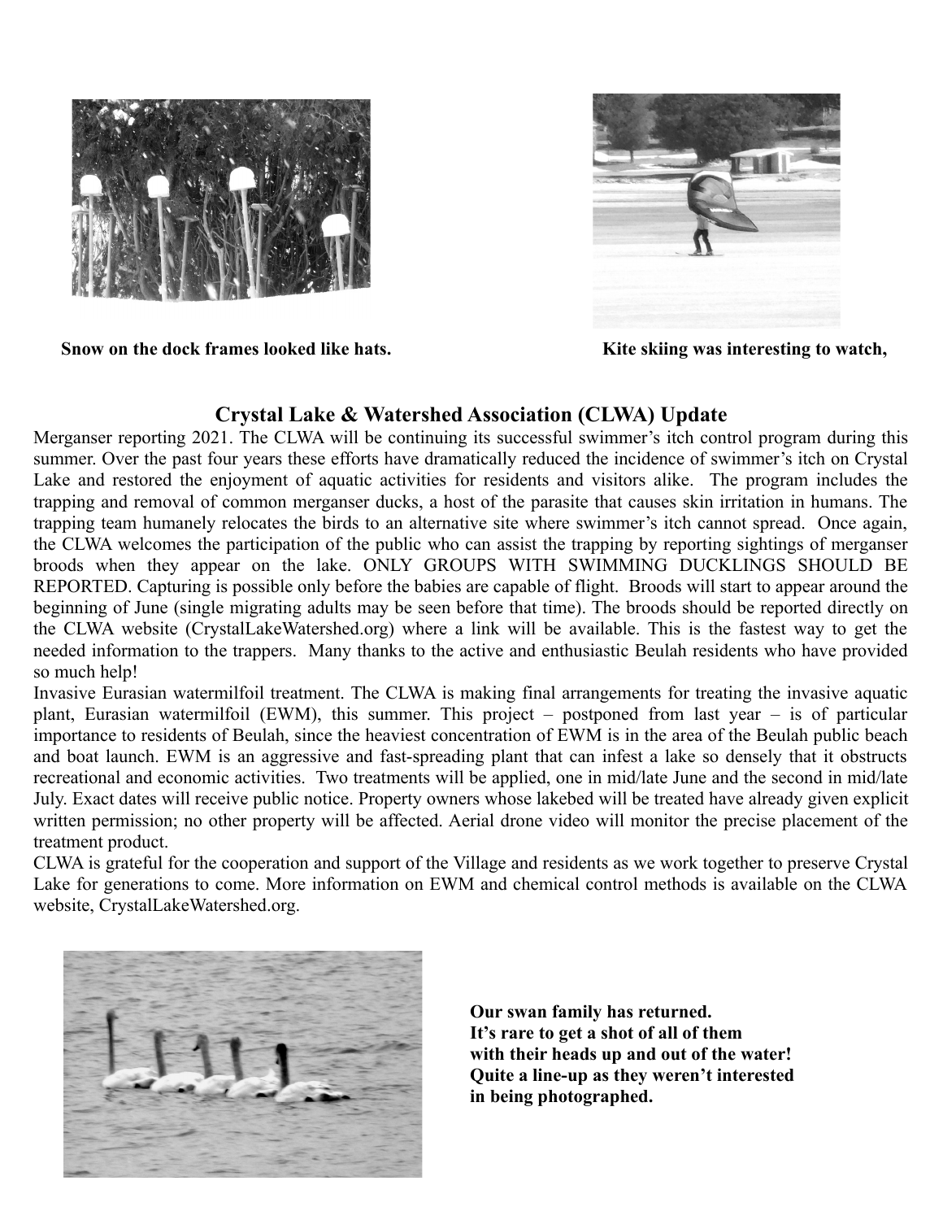**Snow on the dock frames looked like hats.**

**Kite skiing was interesting to watch,**

## Crystal Lake & Watershed Association (CLWA) Update

Merganser reporting 2021. The CLWA will be continuing its successful swimmer's itch control program during this summer. Over the past four years these efforts have dramatically reduced the incidence of swimmer's itch on Crystal Lake and restored the enjoyment of aquatic activities for residents and visitors alike. The program includes the trapping and removal of common merganser ducks, a host of the parasite that causes skin irritation in humans. The trapping team humanely relocates the birds to an alternative site where swimmer's itch cannot spread. Once again, the CLWA welcomes the participation of the public who can assist the trapping by reporting sightings of merganser broods when they appear on the lake. ONLY GROUPS WITH SWIMMING DUCKLINGS SHOULD BE REPORTED. Capturing is possible only before the babies are capable of flight. Broods will start to appear around the beginning of June (single migrating adults may be seen before that time). The broods should be reported directly on the CLWA website (CrystalLakeWatershed.org) where a link will be available. This is the fastest way to get the needed information to the trappers. Many thanks to the active and enthusiastic Beulah residents who have provided so much help!

Invasive Eurasian watermilfoil treatment. The CLWA is making final arrangements for treating the invasive aquatic plant, Eurasian watermilfoil (EWM), this summer. This project – postponed from last year – is of particular importance to residents of Beulah, since the heaviest concentration of EWM is in the area of the Beulah public beach and boat launch. EWM is an aggressive and fast-spreading plant that can infest a lake so densely that it obstructs recreational and economic activities. Two treatments will be applied, one in mid/late June and the second in mid/late July. Exact dates will receive public notice. Property owners whose lakebed will be treated have already given explicit written permission; no other property will be affected. Aerial drone video will monitor the precise placement of the treatment product.

CLWA is grateful for the cooperation and support of the Village and residents as we work together to preserve Crystal Lake for generations to come. More information on EWM and chemical control methods is available on the CLWA website, CrystalLakeWatershed.org.

**Our swan family has returned.**
**It's rare to get a shot of all of them**
**with their heads up and out of the water!**
**Quite a line-up as they weren't interested**
**in being photographed.**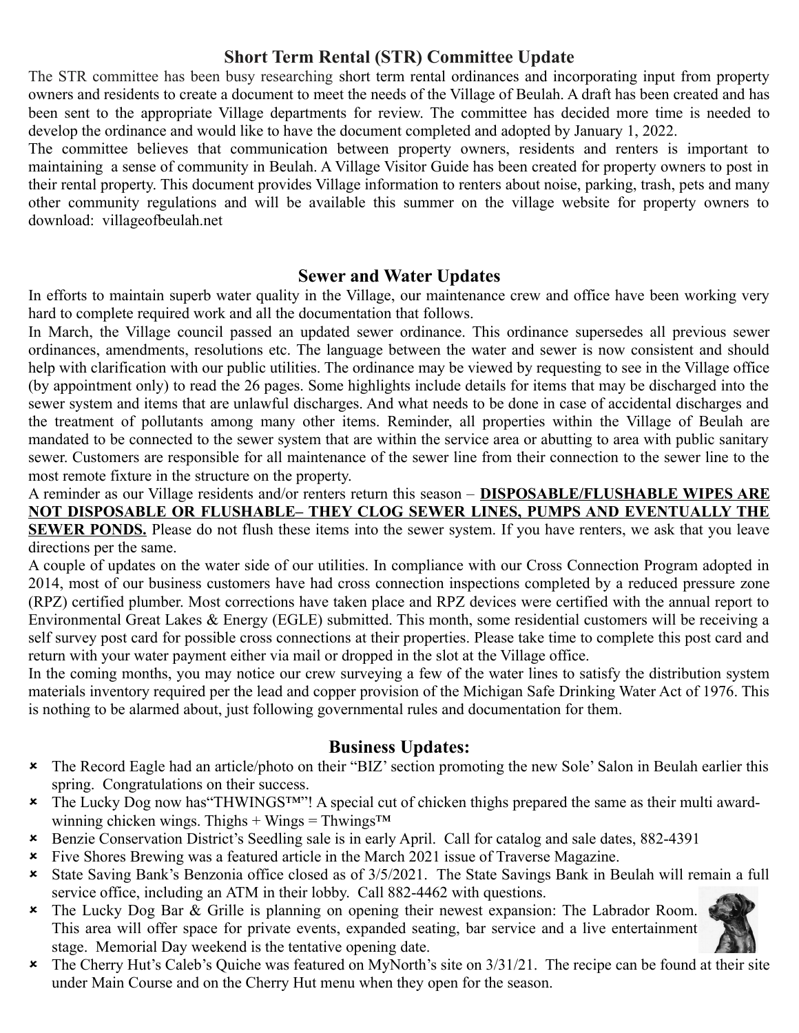## Short Term Rental (STR) Committee Update

The STR committee has been busy researching short term rental ordinances and incorporating input from property owners and residents to create a document to meet the needs of the Village of Beulah. A draft has been created and has been sent to the appropriate Village departments for review. The committee has decided more time is needed to develop the ordinance and would like to have the document completed and adopted by January 1, 2022.

The committee believes that communication between property owners, residents and renters is important to maintaining a sense of community in Beulah. A Village Visitor Guide has been created for property owners to post in their rental property. This document provides Village information to renters about noise, parking, trash, pets and many other community regulations and will be available this summer on the village website for property owners to download: villageofbeulah.net

## Sewer and Water Updates

In efforts to maintain superb water quality in the Village, our maintenance crew and office have been working very hard to complete required work and all the documentation that follows.

In March, the Village council passed an updated sewer ordinance. This ordinance supersedes all previous sewer ordinances, amendments, resolutions etc. The language between the water and sewer is now consistent and should help with clarification with our public utilities. The ordinance may be viewed by requesting to see in the Village office (by appointment only) to read the 26 pages. Some highlights include details for items that may be discharged into the sewer system and items that are unlawful discharges. And what needs to be done in case of accidental discharges and the treatment of pollutants among many other items. Reminder, all properties within the Village of Beulah are mandated to be connected to the sewer system that are within the service area or abutting to area with public sanitary sewer. Customers are responsible for all maintenance of the sewer line from their connection to the sewer line to the most remote fixture in the structure on the property.

A reminder as our Village residents and/or renters return this season – **DISPOSABLE/FLUSHABLE WIPES ARE NOT DISPOSABLE OR FLUSHABLE– THEY CLOG SEWER LINES, PUMPS AND EVENTUALLY THE SEWER PONDS.** Please do not flush these items into the sewer system. If you have renters, we ask that you leave directions per the same.

A couple of updates on the water side of our utilities. In compliance with our Cross Connection Program adopted in 2014, most of our business customers have had cross connection inspections completed by a reduced pressure zone (RPZ) certified plumber. Most corrections have taken place and RPZ devices were certified with the annual report to Environmental Great Lakes & Energy (EGLE) submitted. This month, some residential customers will be receiving a self survey post card for possible cross connections at their properties. Please take time to complete this post card and return with your water payment either via mail or dropped in the slot at the Village office.

In the coming months, you may notice our crew surveying a few of the water lines to satisfy the distribution system materials inventory required per the lead and copper provision of the Michigan Safe Drinking Water Act of 1976. This is nothing to be alarmed about, just following governmental rules and documentation for them.

## Business Updates:

- The Record Eagle had an article/photo on their "BIZ' section promoting the new Sole' Salon in Beulah earlier this spring. Congratulations on their success.
- The Lucky Dog now has"THWINGS™"! A special cut of chicken thighs prepared the same as their multi award-winning chicken wings. Thighs + Wings = Thwings™
- Benzie Conservation District's Seedling sale is in early April. Call for catalog and sale dates, 882-4391
- Five Shores Brewing was a featured article in the March 2021 issue of Traverse Magazine.
- State Saving Bank's Benzonia office closed as of 3/5/2021. The State Savings Bank in Beulah will remain a full service office, including an ATM in their lobby. Call 882-4462 with questions.
- The Lucky Dog Bar & Grille is planning on opening their newest expansion: The Labrador Room. This area will offer space for private events, expanded seating, bar service and a live entertainment stage. Memorial Day weekend is the tentative opening date.
- The Cherry Hut's Caleb's Quiche was featured on MyNorth's site on 3/31/21. The recipe can be found at their site under Main Course and on the Cherry Hut menu when they open for the season.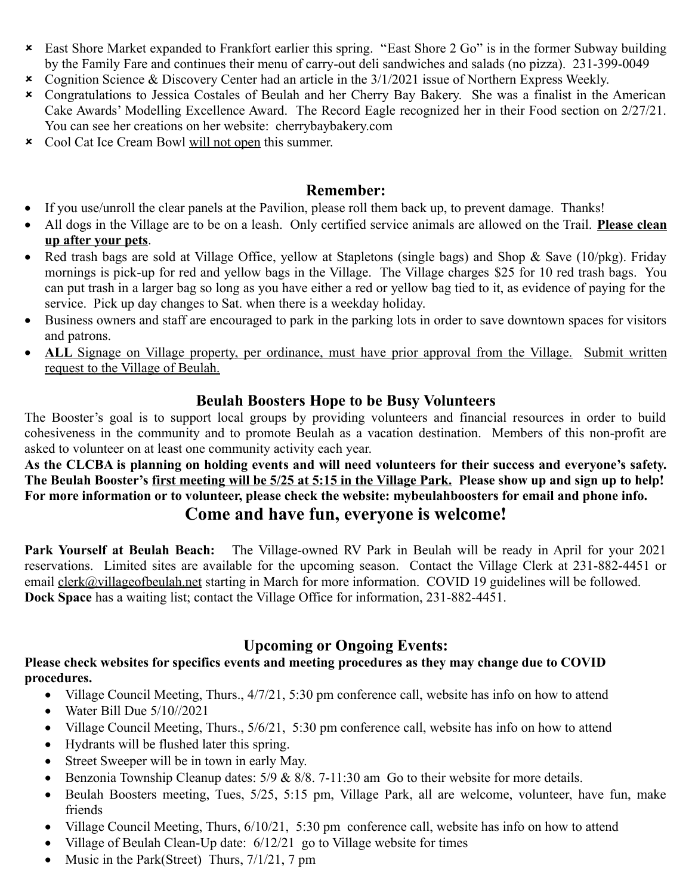- East Shore Market expanded to Frankfort earlier this spring. "East Shore 2 Go" is in the former Subway building by the Family Fare and continues their menu of carry-out deli sandwiches and salads (no pizza). 231-399-0049
- Cognition Science & Discovery Center had an article in the 3/1/2021 issue of Northern Express Weekly.
- Congratulations to Jessica Costales of Beulah and her Cherry Bay Bakery. She was a finalist in the American Cake Awards' Modelling Excellence Award. The Record Eagle recognized her in their Food section on 2/27/21. You can see her creations on her website: cherrybaybakery.com
- Cool Cat Ice Cream Bowl <u>will not open</u> this summer.

## Remember:

- If you use/unroll the clear panels at the Pavilion, please roll them back up, to prevent damage. Thanks!
- All dogs in the Village are to be on a leash. Only certified service animals are allowed on the Trail. **<u>Please clean up after your pets</u>**.
- Red trash bags are sold at Village Office, yellow at Stapletons (single bags) and Shop & Save (10/pkg). Friday mornings is pick-up for red and yellow bags in the Village. The Village charges $25 for 10 red trash bags. You can put trash in a larger bag so long as you have either a red or yellow bag tied to it, as evidence of paying for the service. Pick up day changes to Sat. when there is a weekday holiday.
- Business owners and staff are encouraged to park in the parking lots in order to save downtown spaces for visitors and patrons.
- <u>**ALL** Signage on Village property, per ordinance, must have prior approval from the Village.</u> <u>Submit written request to the Village of Beulah.</u>

## Beulah Boosters Hope to be Busy Volunteers

The Booster's goal is to support local groups by providing volunteers and financial resources in order to build cohesiveness in the community and to promote Beulah as a vacation destination. Members of this non-profit are asked to volunteer on at least one community activity each year.

**As the CLCBA is planning on holding events and will need volunteers for their success and everyone's safety. The Beulah Booster's <u>first meeting will be 5/25 at 5:15 in the Village Park.</u> Please show up and sign up to help! For more information or to volunteer, please check the website: mybeulahboosters for email and phone info.**

## Come and have fun, everyone is welcome!

**Park Yourself at Beulah Beach:** The Village-owned RV Park in Beulah will be ready in April for your 2021 reservations. Limited sites are available for the upcoming season. Contact the Village Clerk at 231-882-4451 or email <u>clerk@villageofbeulah.net</u> starting in March for more information. COVID 19 guidelines will be followed. **Dock Space** has a waiting list; contact the Village Office for information, 231-882-4451.

## Upcoming or Ongoing Events:

**Please check websites for specifics events and meeting procedures as they may change due to COVID procedures.**

- Village Council Meeting, Thurs., 4/7/21, 5:30 pm conference call, website has info on how to attend
- Water Bill Due 5/10//2021
- Village Council Meeting, Thurs., 5/6/21, 5:30 pm conference call, website has info on how to attend
- Hydrants will be flushed later this spring.
- Street Sweeper will be in town in early May.
- Benzonia Township Cleanup dates: 5/9 & 8/8. 7-11:30 am Go to their website for more details.
- Beulah Boosters meeting, Tues, 5/25, 5:15 pm, Village Park, all are welcome, volunteer, have fun, make friends
- Village Council Meeting, Thurs, 6/10/21, 5:30 pm conference call, website has info on how to attend
- Village of Beulah Clean-Up date: 6/12/21 go to Village website for times
- Music in the Park(Street) Thurs, 7/1/21, 7 pm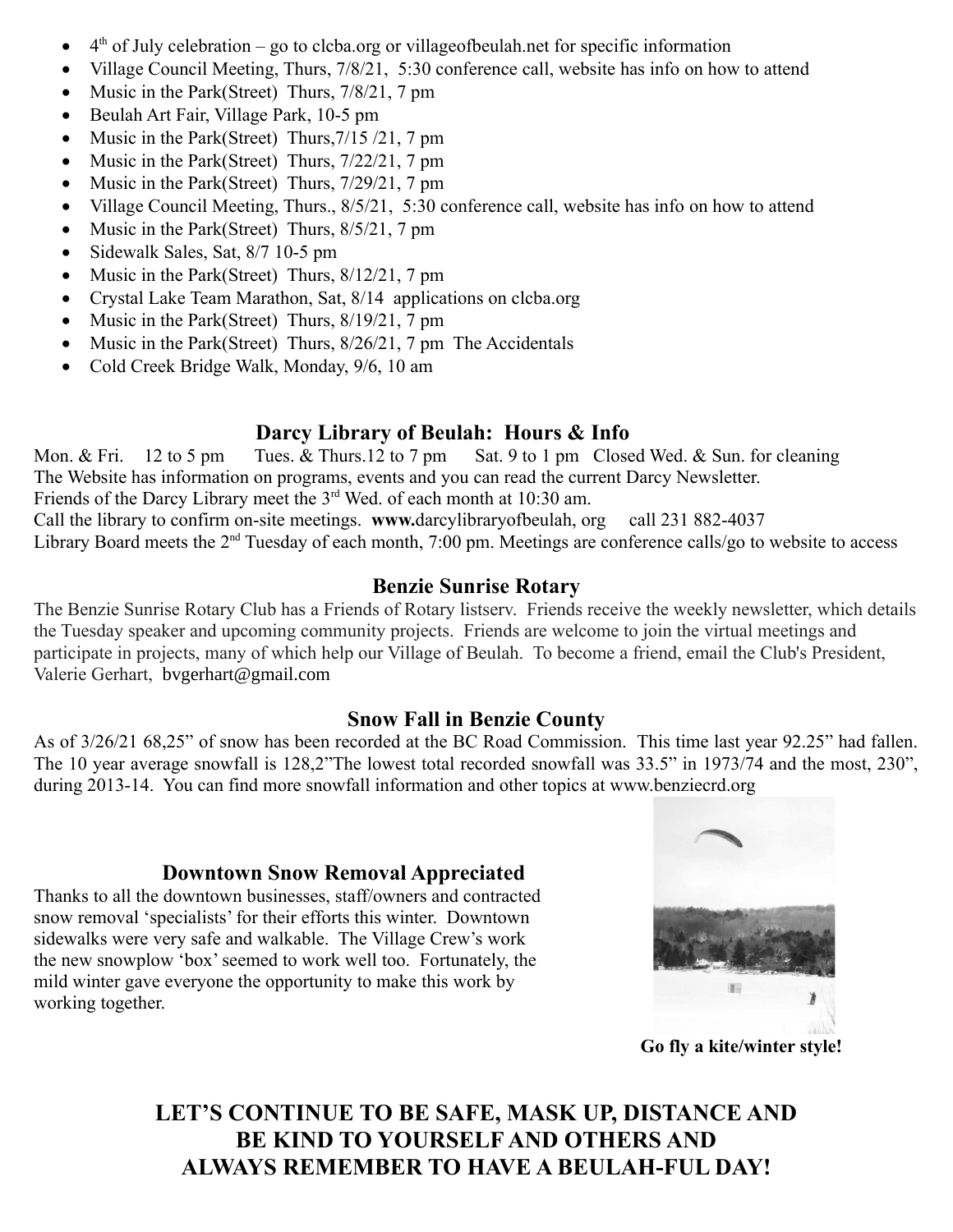- 4th of July celebration – go to clcba.org or villageofbeulah.net for specific information
- Village Council Meeting, Thurs, 7/8/21, 5:30 conference call, website has info on how to attend
- Music in the Park(Street) Thurs, 7/8/21, 7 pm
- Beulah Art Fair, Village Park, 10-5 pm
- Music in the Park(Street) Thurs,7/15 /21, 7 pm
- Music in the Park(Street) Thurs, 7/22/21, 7 pm
- Music in the Park(Street) Thurs, 7/29/21, 7 pm
- Village Council Meeting, Thurs., 8/5/21, 5:30 conference call, website has info on how to attend
- Music in the Park(Street) Thurs, 8/5/21, 7 pm
- Sidewalk Sales, Sat, 8/7 10-5 pm
- Music in the Park(Street) Thurs, 8/12/21, 7 pm
- Crystal Lake Team Marathon, Sat, 8/14 applications on clcba.org
- Music in the Park(Street) Thurs, 8/19/21, 7 pm
- Music in the Park(Street) Thurs, 8/26/21, 7 pm The Accidentals
- Cold Creek Bridge Walk, Monday, 9/6, 10 am

## Darcy Library of Beulah: Hours & Info

Mon. & Fri. 12 to 5 pm Tues. & Thurs.12 to 7 pm Sat. 9 to 1 pm Closed Wed. & Sun. for cleaning
The Website has information on programs, events and you can read the current Darcy Newsletter.
Friends of the Darcy Library meet the 3rd Wed. of each month at 10:30 am.
Call the library to confirm on-site meetings. **www.**darcylibraryofbeulah, org call 231 882-4037
Library Board meets the 2nd Tuesday of each month, 7:00 pm. Meetings are conference calls/go to website to access

## Benzie Sunrise Rotary

The Benzie Sunrise Rotary Club has a Friends of Rotary listserv. Friends receive the weekly newsletter, which details the Tuesday speaker and upcoming community projects. Friends are welcome to join the virtual meetings and participate in projects, many of which help our Village of Beulah. To become a friend, email the Club's President, Valerie Gerhart, bvgerhart@gmail.com

## Snow Fall in Benzie County

As of 3/26/21 68,25" of snow has been recorded at the BC Road Commission. This time last year 92.25" had fallen. The 10 year average snowfall is 128,2"The lowest total recorded snowfall was 33.5" in 1973/74 and the most, 230", during 2013-14. You can find more snowfall information and other topics at www.benziecrd.org

## Downtown Snow Removal Appreciated

Thanks to all the downtown businesses, staff/owners and contracted snow removal 'specialists' for their efforts this winter. Downtown sidewalks were very safe and walkable. The Village Crew's work the new snowplow 'box' seemed to work well too. Fortunately, the mild winter gave everyone the opportunity to make this work by working together.

**Go fly a kite/winter style!**

## LET'S CONTINUE TO BE SAFE, MASK UP, DISTANCE AND BE KIND TO YOURSELF AND OTHERS AND ALWAYS REMEMBER TO HAVE A BEULAH-FUL DAY!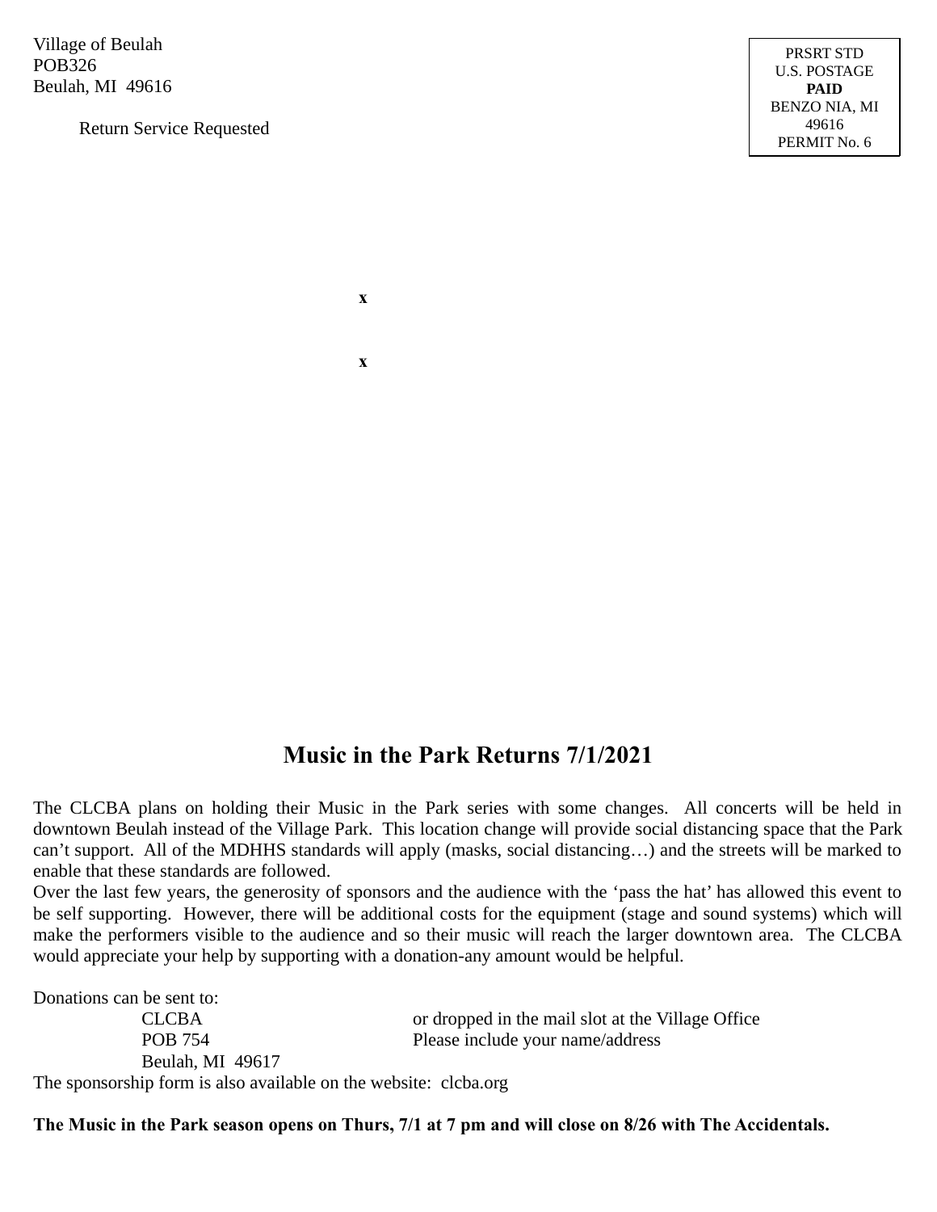Village of Beulah
POB326
Beulah, MI 49616

Return Service Requested

PRSRT STD
U.S. POSTAGE
**PAID**
BENZO NIA, MI
49616
PERMIT No. 6

**x**

**x**

## Music in the Park Returns 7/1/2021

The CLCBA plans on holding their Music in the Park series with some changes. All concerts will be held in downtown Beulah instead of the Village Park. This location change will provide social distancing space that the Park can't support. All of the MDHHS standards will apply (masks, social distancing…) and the streets will be marked to enable that these standards are followed.

Over the last few years, the generosity of sponsors and the audience with the 'pass the hat' has allowed this event to be self supporting. However, there will be additional costs for the equipment (stage and sound systems) which will make the performers visible to the audience and so their music will reach the larger downtown area. The CLCBA would appreciate your help by supporting with a donation-any amount would be helpful.

Donations can be sent to:

CLCBA
POB 754
Beulah, MI 49617

or dropped in the mail slot at the Village Office
Please include your name/address

The sponsorship form is also available on the website: clcba.org

**The Music in the Park season opens on Thurs, 7/1 at 7 pm and will close on 8/26 with The Accidentals.**